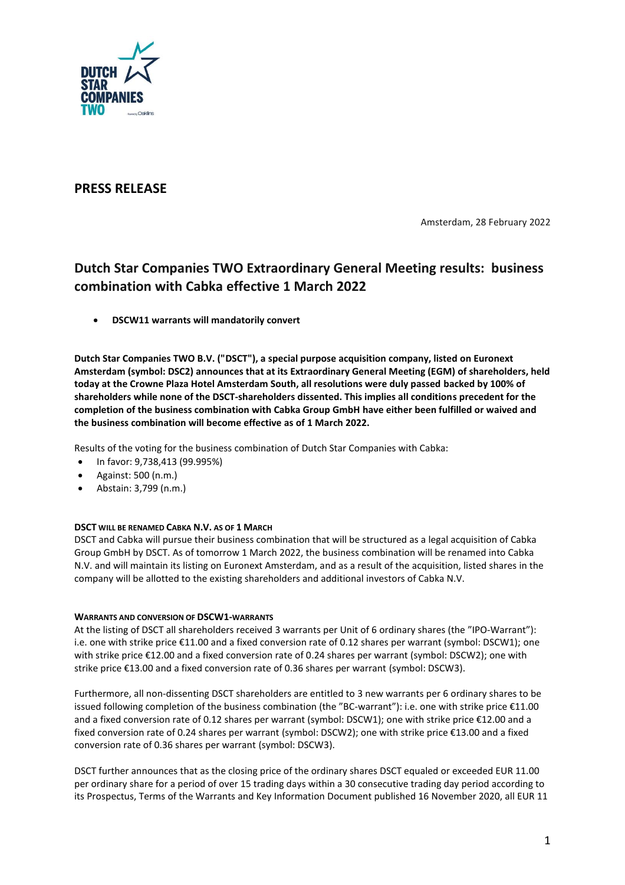## PRESS RELEASE

Amsterdam, 28 February 2022

# Dutch Star Companies TWO Extraordinary General Meeting results: business combination with Cabka effective 1 March 2022

- **DSCW11 warrants will mandatorily convert**

**Dutch Star Companies TWO B.V. ("DSCT"), a special purpose acquisition company, listed on Euronext Amsterdam (symbol: DSC2) announces that at its Extraordinary General Meeting (EGM) of shareholders, held today at the Crowne Plaza Hotel Amsterdam South, all resolutions were duly passed backed by 100% of shareholders while none of the DSCT-shareholders dissented. This implies all conditions precedent for the completion of the business combination with Cabka Group GmbH have either been fulfilled or waived and the business combination will become effective as of 1 March 2022.**

Results of the voting for the business combination of Dutch Star Companies with Cabka:

- In favor: 9,738,413 (99.995%)
- Against: 500 (n.m.)
- Abstain: 3,799 (n.m.)

**DSCT WILL BE RENAMED CABKA N.V. AS OF 1 MARCH**

DSCT and Cabka will pursue their business combination that will be structured as a legal acquisition of Cabka Group GmbH by DSCT. As of tomorrow 1 March 2022, the business combination will be renamed into Cabka N.V. and will maintain its listing on Euronext Amsterdam, and as a result of the acquisition, listed shares in the company will be allotted to the existing shareholders and additional investors of Cabka N.V.

**WARRANTS AND CONVERSION OF DSCW1-WARRANTS**

At the listing of DSCT all shareholders received 3 warrants per Unit of 6 ordinary shares (the "IPO-Warrant"): i.e. one with strike price €11.00 and a fixed conversion rate of 0.12 shares per warrant (symbol: DSCW1); one with strike price €12.00 and a fixed conversion rate of 0.24 shares per warrant (symbol: DSCW2); one with strike price €13.00 and a fixed conversion rate of 0.36 shares per warrant (symbol: DSCW3).

Furthermore, all non-dissenting DSCT shareholders are entitled to 3 new warrants per 6 ordinary shares to be issued following completion of the business combination (the "BC-warrant"): i.e. one with strike price €11.00 and a fixed conversion rate of 0.12 shares per warrant (symbol: DSCW1); one with strike price €12.00 and a fixed conversion rate of 0.24 shares per warrant (symbol: DSCW2); one with strike price €13.00 and a fixed conversion rate of 0.36 shares per warrant (symbol: DSCW3).

DSCT further announces that as the closing price of the ordinary shares DSCT equaled or exceeded EUR 11.00 per ordinary share for a period of over 15 trading days within a 30 consecutive trading day period according to its Prospectus, Terms of the Warrants and Key Information Document published 16 November 2020, all EUR 11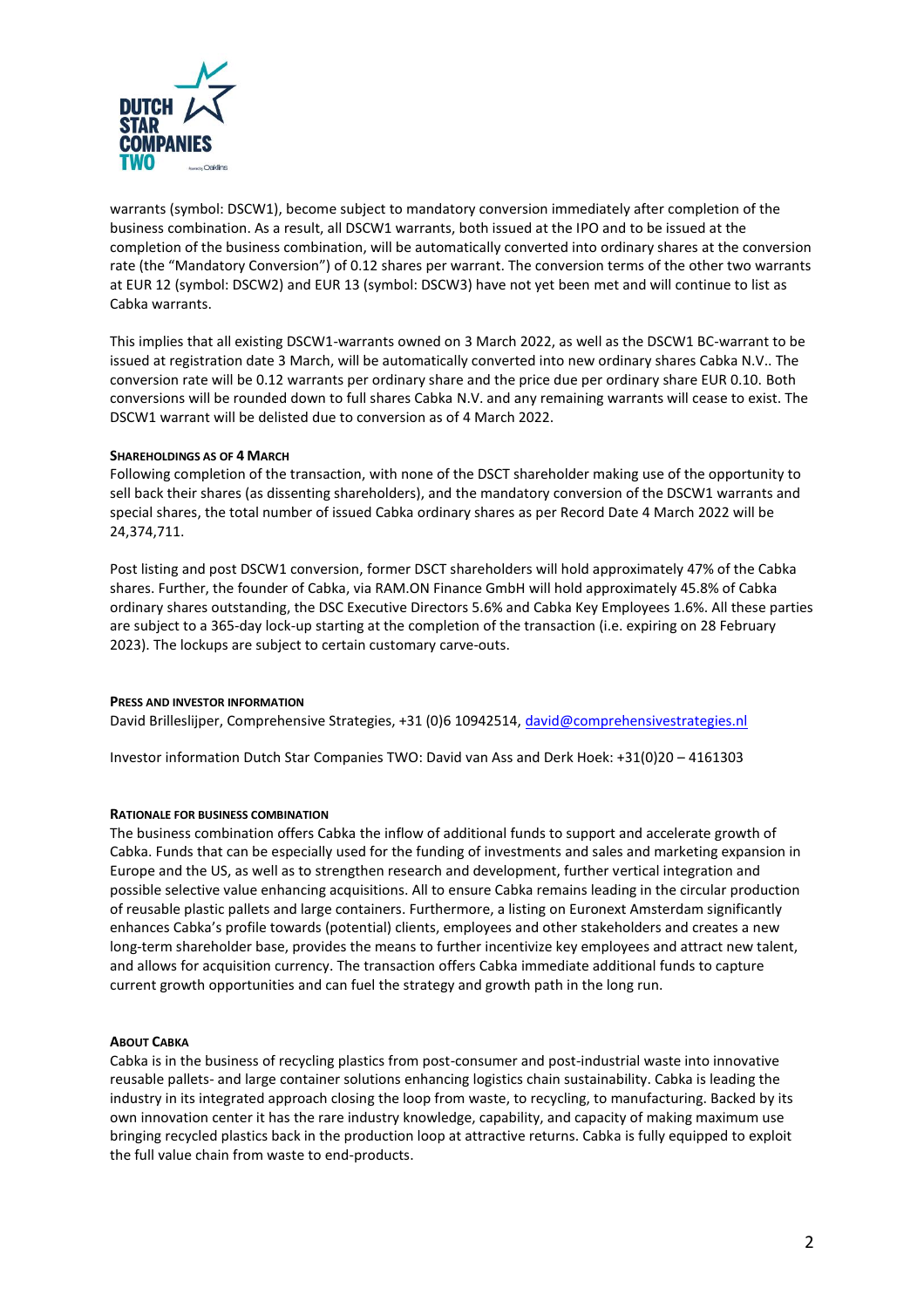warrants (symbol: DSCW1), become subject to mandatory conversion immediately after completion of the business combination. As a result, all DSCW1 warrants, both issued at the IPO and to be issued at the completion of the business combination, will be automatically converted into ordinary shares at the conversion rate (the "Mandatory Conversion") of 0.12 shares per warrant. The conversion terms of the other two warrants at EUR 12 (symbol: DSCW2) and EUR 13 (symbol: DSCW3) have not yet been met and will continue to list as Cabka warrants.

This implies that all existing DSCW1-warrants owned on 3 March 2022, as well as the DSCW1 BC-warrant to be issued at registration date 3 March, will be automatically converted into new ordinary shares Cabka N.V.. The conversion rate will be 0.12 warrants per ordinary share and the price due per ordinary share EUR 0.10. Both conversions will be rounded down to full shares Cabka N.V. and any remaining warrants will cease to exist. The DSCW1 warrant will be delisted due to conversion as of 4 March 2022.

**SHAREHOLDINGS AS OF 4 MARCH**

Following completion of the transaction, with none of the DSCT shareholder making use of the opportunity to sell back their shares (as dissenting shareholders), and the mandatory conversion of the DSCW1 warrants and special shares, the total number of issued Cabka ordinary shares as per Record Date 4 March 2022 will be 24,374,711.

Post listing and post DSCW1 conversion, former DSCT shareholders will hold approximately 47% of the Cabka shares. Further, the founder of Cabka, via RAM.ON Finance GmbH will hold approximately 45.8% of Cabka ordinary shares outstanding, the DSC Executive Directors 5.6% and Cabka Key Employees 1.6%. All these parties are subject to a 365-day lock-up starting at the completion of the transaction (i.e. expiring on 28 February 2023). The lockups are subject to certain customary carve-outs.

**PRESS AND INVESTOR INFORMATION**

David Brilleslijper, Comprehensive Strategies, +31 (0)6 10942514, david@comprehensivestrategies.nl

Investor information Dutch Star Companies TWO: David van Ass and Derk Hoek: +31(0)20 – 4161303

**RATIONALE FOR BUSINESS COMBINATION**

The business combination offers Cabka the inflow of additional funds to support and accelerate growth of Cabka. Funds that can be especially used for the funding of investments and sales and marketing expansion in Europe and the US, as well as to strengthen research and development, further vertical integration and possible selective value enhancing acquisitions. All to ensure Cabka remains leading in the circular production of reusable plastic pallets and large containers. Furthermore, a listing on Euronext Amsterdam significantly enhances Cabka's profile towards (potential) clients, employees and other stakeholders and creates a new long-term shareholder base, provides the means to further incentivize key employees and attract new talent, and allows for acquisition currency. The transaction offers Cabka immediate additional funds to capture current growth opportunities and can fuel the strategy and growth path in the long run.

**ABOUT CABKA**

Cabka is in the business of recycling plastics from post-consumer and post-industrial waste into innovative reusable pallets- and large container solutions enhancing logistics chain sustainability. Cabka is leading the industry in its integrated approach closing the loop from waste, to recycling, to manufacturing. Backed by its own innovation center it has the rare industry knowledge, capability, and capacity of making maximum use bringing recycled plastics back in the production loop at attractive returns. Cabka is fully equipped to exploit the full value chain from waste to end-products.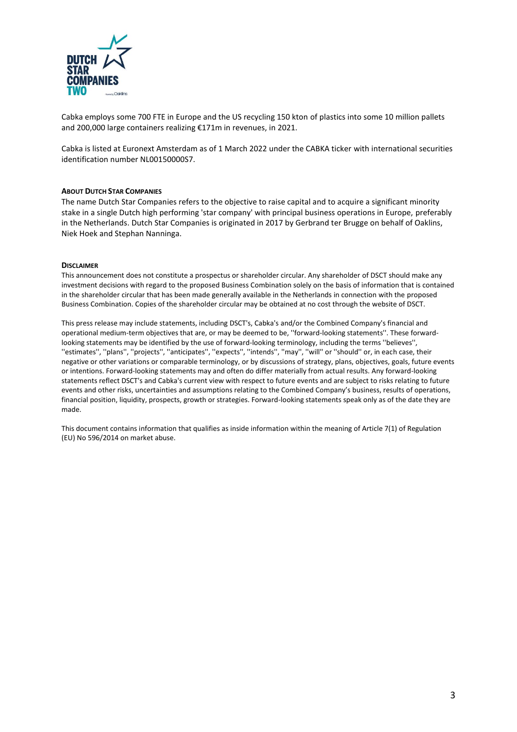Cabka employs some 700 FTE in Europe and the US recycling 150 kton of plastics into some 10 million pallets and 200,000 large containers realizing €171m in revenues, in 2021.

Cabka is listed at Euronext Amsterdam as of 1 March 2022 under the CABKA ticker with international securities identification number NL00150000S7.

**ABOUT DUTCH STAR COMPANIES**

The name Dutch Star Companies refers to the objective to raise capital and to acquire a significant minority stake in a single Dutch high performing 'star company' with principal business operations in Europe, preferably in the Netherlands. Dutch Star Companies is originated in 2017 by Gerbrand ter Brugge on behalf of Oaklins, Niek Hoek and Stephan Nanninga.

**DISCLAIMER**

This announcement does not constitute a prospectus or shareholder circular. Any shareholder of DSCT should make any investment decisions with regard to the proposed Business Combination solely on the basis of information that is contained in the shareholder circular that has been made generally available in the Netherlands in connection with the proposed Business Combination. Copies of the shareholder circular may be obtained at no cost through the website of DSCT.

This press release may include statements, including DSCT's, Cabka's and/or the Combined Company's financial and operational medium-term objectives that are, or may be deemed to be, ''forward-looking statements''. These forward-looking statements may be identified by the use of forward-looking terminology, including the terms ''believes'', ''estimates'', ''plans'', ''projects'', ''anticipates'', ''expects'', ''intends'', ''may'', ''will'' or ''should'' or, in each case, their negative or other variations or comparable terminology, or by discussions of strategy, plans, objectives, goals, future events or intentions. Forward-looking statements may and often do differ materially from actual results. Any forward-looking statements reflect DSCT's and Cabka's current view with respect to future events and are subject to risks relating to future events and other risks, uncertainties and assumptions relating to the Combined Company's business, results of operations, financial position, liquidity, prospects, growth or strategies. Forward-looking statements speak only as of the date they are made.

This document contains information that qualifies as inside information within the meaning of Article 7(1) of Regulation (EU) No 596/2014 on market abuse.